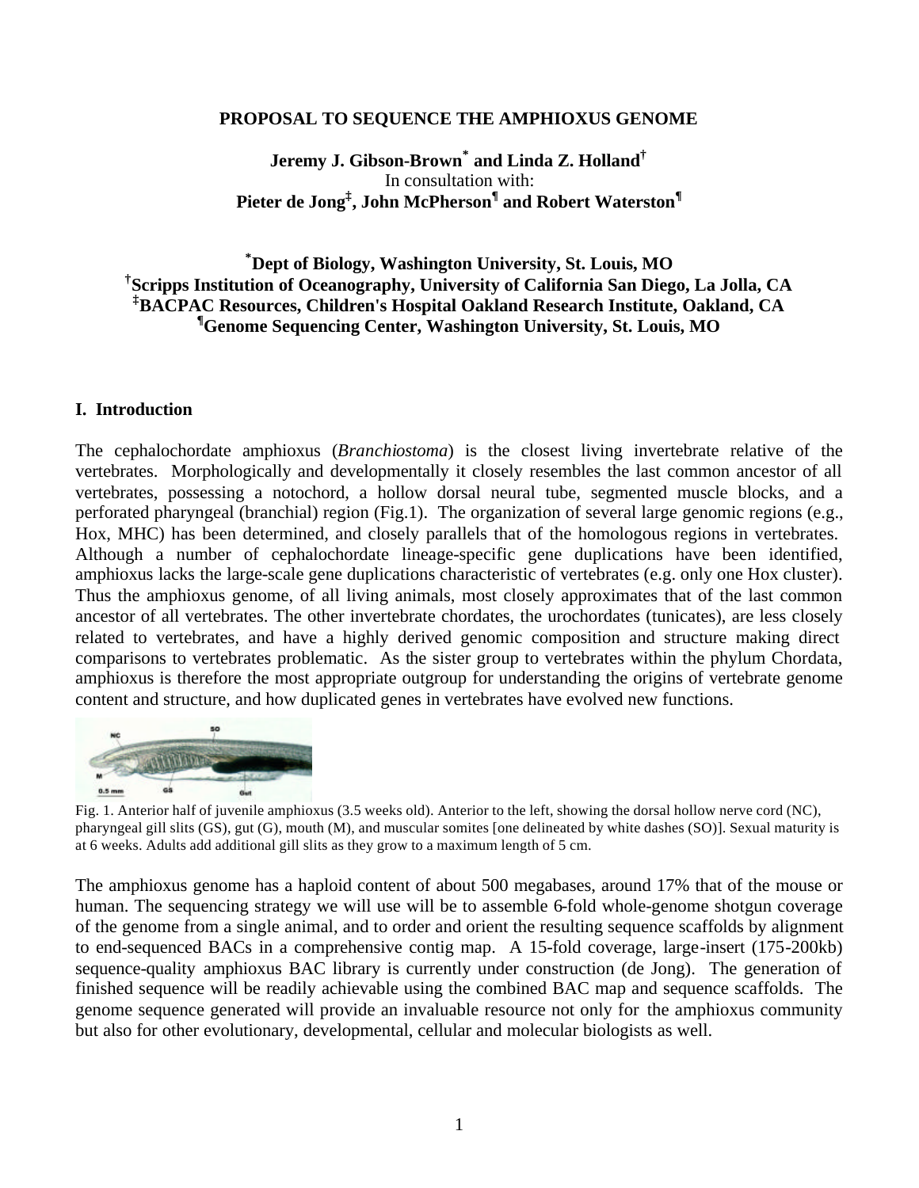# PROPOSAL TO SEQUENCE THE AMPHIOXUS GENOME

**Jeremy J. Gibson-Brown[*] and Linda Z. Holland[†]**
In consultation with:
**Pieter de Jong[‡], John McPherson[¶] and Robert Waterston[¶]**

**[*]Dept of Biology, Washington University, St. Louis, MO**
**[†]Scripps Institution of Oceanography, University of California San Diego, La Jolla, CA**
**[‡]BACPAC Resources, Children's Hospital Oakland Research Institute, Oakland, CA**
**[¶]Genome Sequencing Center, Washington University, St. Louis, MO**

## I. Introduction

The cephalochordate amphioxus (*Branchiostoma*) is the closest living invertebrate relative of the vertebrates. Morphologically and developmentally it closely resembles the last common ancestor of all vertebrates, possessing a notochord, a hollow dorsal neural tube, segmented muscle blocks, and a perforated pharyngeal (branchial) region (Fig.1). The organization of several large genomic regions (e.g., Hox, MHC) has been determined, and closely parallels that of the homologous regions in vertebrates. Although a number of cephalochordate lineage-specific gene duplications have been identified, amphioxus lacks the large-scale gene duplications characteristic of vertebrates (e.g. only one Hox cluster). Thus the amphioxus genome, of all living animals, most closely approximates that of the last common ancestor of all vertebrates. The other invertebrate chordates, the urochordates (tunicates), are less closely related to vertebrates, and have a highly derived genomic composition and structure making direct comparisons to vertebrates problematic. As the sister group to vertebrates within the phylum Chordata, amphioxus is therefore the most appropriate outgroup for understanding the origins of vertebrate genome content and structure, and how duplicated genes in vertebrates have evolved new functions.

Fig. 1. Anterior half of juvenile amphioxus (3.5 weeks old). Anterior to the left, showing the dorsal hollow nerve cord (NC), pharyngeal gill slits (GS), gut (G), mouth (M), and muscular somites [one delineated by white dashes (SO)]. Sexual maturity is at 6 weeks. Adults add additional gill slits as they grow to a maximum length of 5 cm.

The amphioxus genome has a haploid content of about 500 megabases, around 17% that of the mouse or human. The sequencing strategy we will use will be to assemble 6-fold whole-genome shotgun coverage of the genome from a single animal, and to order and orient the resulting sequence scaffolds by alignment to end-sequenced BACs in a comprehensive contig map. A 15-fold coverage, large-insert (175-200kb) sequence-quality amphioxus BAC library is currently under construction (de Jong). The generation of finished sequence will be readily achievable using the combined BAC map and sequence scaffolds. The genome sequence generated will provide an invaluable resource not only for the amphioxus community but also for other evolutionary, developmental, cellular and molecular biologists as well.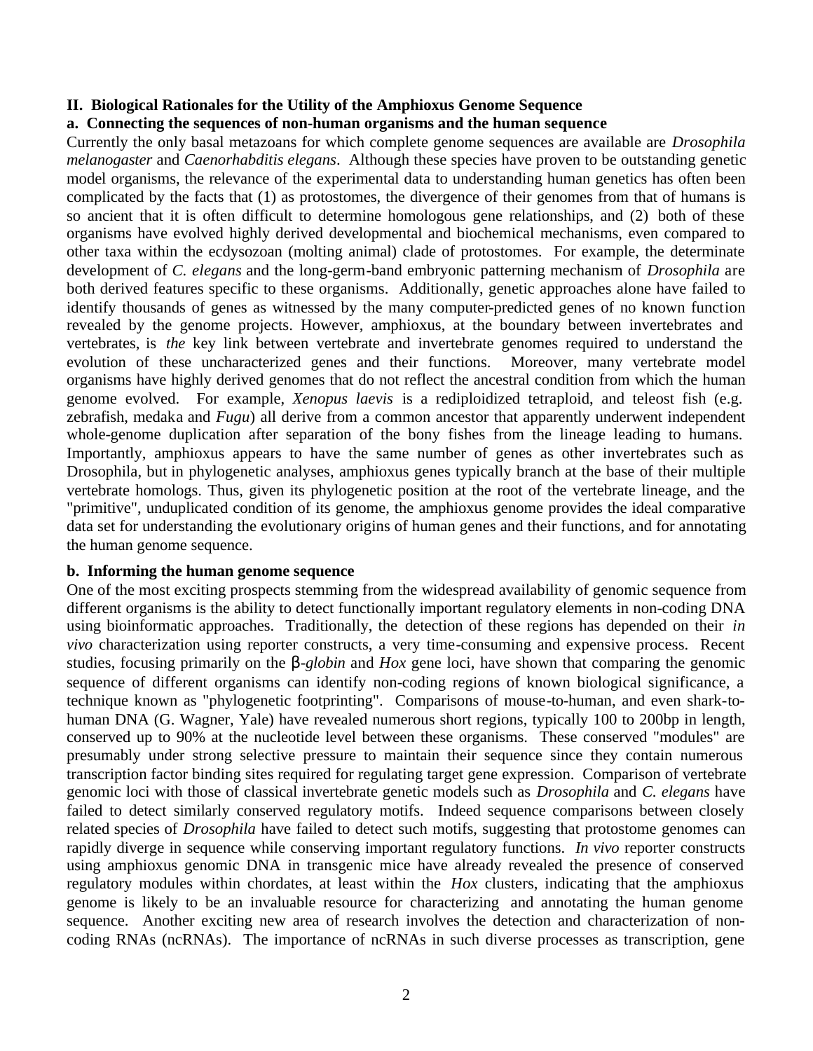## II. Biological Rationales for the Utility of the Amphioxus Genome Sequence

### a. Connecting the sequences of non-human organisms and the human sequence

Currently the only basal metazoans for which complete genome sequences are available are *Drosophila melanogaster* and *Caenorhabditis elegans*. Although these species have proven to be outstanding genetic model organisms, the relevance of the experimental data to understanding human genetics has often been complicated by the facts that (1) as protostomes, the divergence of their genomes from that of humans is so ancient that it is often difficult to determine homologous gene relationships, and (2) both of these organisms have evolved highly derived developmental and biochemical mechanisms, even compared to other taxa within the ecdysozoan (molting animal) clade of protostomes. For example, the determinate development of *C. elegans* and the long-germ-band embryonic patterning mechanism of *Drosophila* are both derived features specific to these organisms. Additionally, genetic approaches alone have failed to identify thousands of genes as witnessed by the many computer-predicted genes of no known function revealed by the genome projects. However, amphioxus, at the boundary between invertebrates and vertebrates, is *the* key link between vertebrate and invertebrate genomes required to understand the evolution of these uncharacterized genes and their functions. Moreover, many vertebrate model organisms have highly derived genomes that do not reflect the ancestral condition from which the human genome evolved. For example, *Xenopus laevis* is a rediploidized tetraploid, and teleost fish (e.g. zebrafish, medaka and *Fugu*) all derive from a common ancestor that apparently underwent independent whole-genome duplication after separation of the bony fishes from the lineage leading to humans. Importantly, amphioxus appears to have the same number of genes as other invertebrates such as Drosophila, but in phylogenetic analyses, amphioxus genes typically branch at the base of their multiple vertebrate homologs. Thus, given its phylogenetic position at the root of the vertebrate lineage, and the "primitive", unduplicated condition of its genome, the amphioxus genome provides the ideal comparative data set for understanding the evolutionary origins of human genes and their functions, and for annotating the human genome sequence.

### b. Informing the human genome sequence

One of the most exciting prospects stemming from the widespread availability of genomic sequence from different organisms is the ability to detect functionally important regulatory elements in non-coding DNA using bioinformatic approaches. Traditionally, the detection of these regions has depended on their *in vivo* characterization using reporter constructs, a very time-consuming and expensive process. Recent studies, focusing primarily on the β-*globin* and *Hox* gene loci, have shown that comparing the genomic sequence of different organisms can identify non-coding regions of known biological significance, a technique known as "phylogenetic footprinting". Comparisons of mouse-to-human, and even shark-to-human DNA (G. Wagner, Yale) have revealed numerous short regions, typically 100 to 200bp in length, conserved up to 90% at the nucleotide level between these organisms. These conserved "modules" are presumably under strong selective pressure to maintain their sequence since they contain numerous transcription factor binding sites required for regulating target gene expression. Comparison of vertebrate genomic loci with those of classical invertebrate genetic models such as *Drosophila* and *C. elegans* have failed to detect similarly conserved regulatory motifs. Indeed sequence comparisons between closely related species of *Drosophila* have failed to detect such motifs, suggesting that protostome genomes can rapidly diverge in sequence while conserving important regulatory functions. *In vivo* reporter constructs using amphioxus genomic DNA in transgenic mice have already revealed the presence of conserved regulatory modules within chordates, at least within the *Hox* clusters, indicating that the amphioxus genome is likely to be an invaluable resource for characterizing and annotating the human genome sequence. Another exciting new area of research involves the detection and characterization of non-coding RNAs (ncRNAs). The importance of ncRNAs in such diverse processes as transcription, gene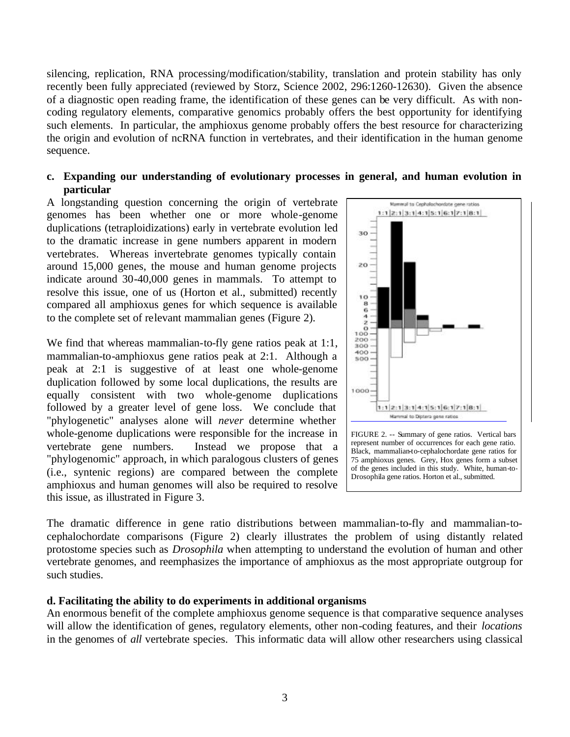silencing, replication, RNA processing/modification/stability, translation and protein stability has only recently been fully appreciated (reviewed by Storz, Science 2002, 296:1260-12630). Given the absence of a diagnostic open reading frame, the identification of these genes can be very difficult. As with non-coding regulatory elements, comparative genomics probably offers the best opportunity for identifying such elements. In particular, the amphioxus genome probably offers the best resource for characterizing the origin and evolution of ncRNA function in vertebrates, and their identification in the human genome sequence.

### c. Expanding our understanding of evolutionary processes in general, and human evolution in particular

A longstanding question concerning the origin of vertebrate genomes has been whether one or more whole-genome duplications (tetraploidizations) early in vertebrate evolution led to the dramatic increase in gene numbers apparent in modern vertebrates. Whereas invertebrate genomes typically contain around 15,000 genes, the mouse and human genome projects indicate around 30-40,000 genes in mammals. To attempt to resolve this issue, one of us (Horton et al., submitted) recently compared all amphioxus genes for which sequence is available to the complete set of relevant mammalian genes (Figure 2).

We find that whereas mammalian-to-fly gene ratios peak at 1:1, mammalian-to-amphioxus gene ratios peak at 2:1. Although a peak at 2:1 is suggestive of at least one whole-genome duplication followed by some local duplications, the results are equally consistent with two whole-genome duplications followed by a greater level of gene loss. We conclude that "phylogenetic" analyses alone will *never* determine whether whole-genome duplications were responsible for the increase in vertebrate gene numbers. Instead we propose that a "phylogenomic" approach, in which paralogous clusters of genes (i.e., syntenic regions) are compared between the complete amphioxus and human genomes will also be required to resolve this issue, as illustrated in Figure 3.

FIGURE 2. -- Summary of gene ratios. Vertical bars represent number of occurrences for each gene ratio. Black, mammalian-to-cephalochordate gene ratios for 75 amphioxus genes. Grey, Hox genes form a subset of the genes included in this study. White, human-to-Drosophila gene ratios. Horton et al., submitted.

The dramatic difference in gene ratio distributions between mammalian-to-fly and mammalian-to-cephalochordate comparisons (Figure 2) clearly illustrates the problem of using distantly related protostome species such as *Drosophila* when attempting to understand the evolution of human and other vertebrate genomes, and reemphasizes the importance of amphioxus as the most appropriate outgroup for such studies.

### d. Facilitating the ability to do experiments in additional organisms

An enormous benefit of the complete amphioxus genome sequence is that comparative sequence analyses will allow the identification of genes, regulatory elements, other non-coding features, and their *locations* in the genomes of *all* vertebrate species. This informatic data will allow other researchers using classical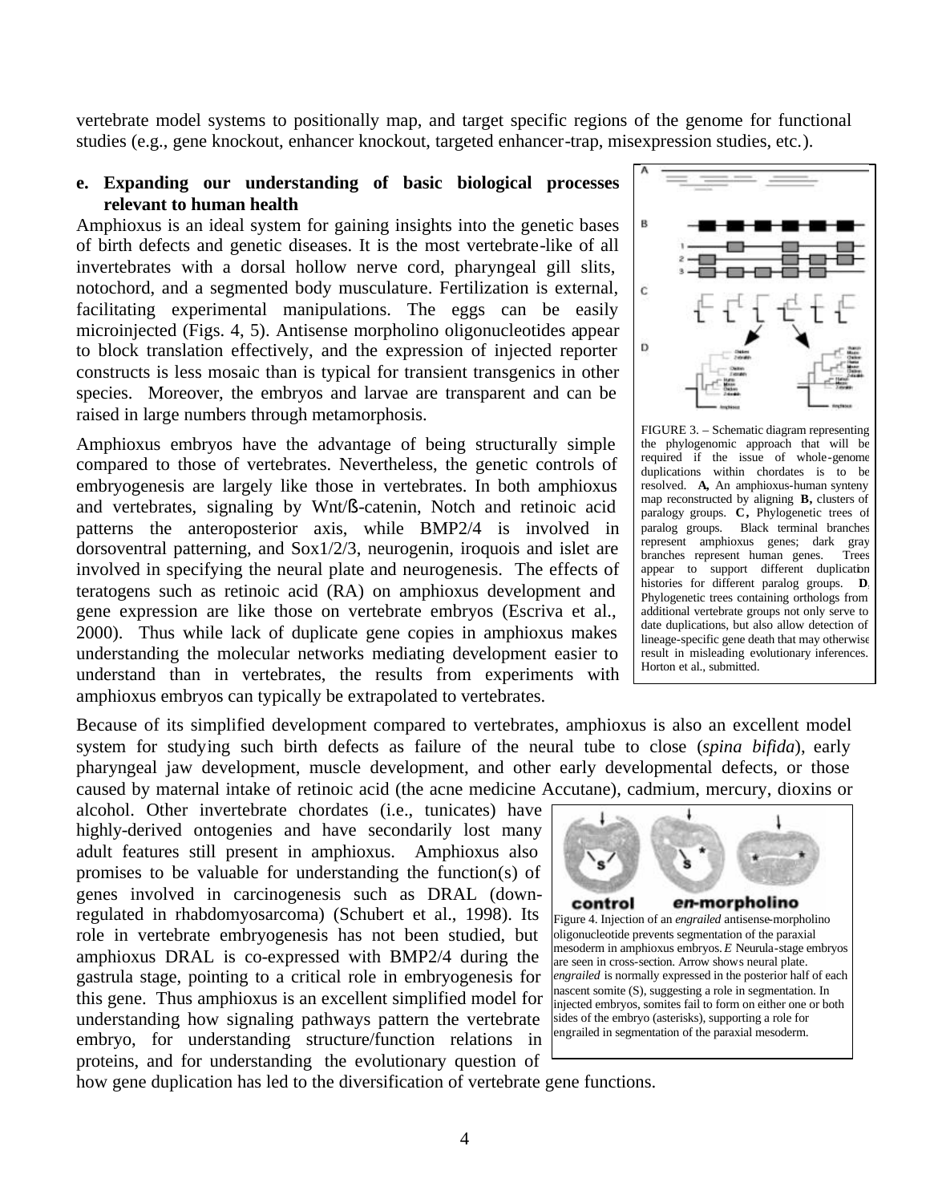vertebrate model systems to positionally map, and target specific regions of the genome for functional studies (e.g., gene knockout, enhancer knockout, targeted enhancer-trap, misexpression studies, etc.).

**e. Expanding our understanding of basic biological processes relevant to human health**

Amphioxus is an ideal system for gaining insights into the genetic bases of birth defects and genetic diseases. It is the most vertebrate-like of all invertebrates with a dorsal hollow nerve cord, pharyngeal gill slits, notochord, and a segmented body musculature. Fertilization is external, facilitating experimental manipulations. The eggs can be easily microinjected (Figs. 4, 5). Antisense morpholino oligonucleotides appear to block translation effectively, and the expression of injected reporter constructs is less mosaic than is typical for transient transgenics in other species. Moreover, the embryos and larvae are transparent and can be raised in large numbers through metamorphosis.

FIGURE 3. – Schematic diagram representing the phylogenomic approach that will be required if the issue of whole-genome duplications within chordates is to be resolved. **A,** An amphioxus-human synteny map reconstructed by aligning **B,** clusters of paralogy groups. **C,** Phylogenetic trees of paralog groups. Black terminal branches represent amphioxus genes; dark gray branches represent human genes. Trees appear to support different duplication histories for different paralog groups. **D**, Phylogenetic trees containing orthologs from additional vertebrate groups not only serve to date duplications, but also allow detection of lineage-specific gene death that may otherwise result in misleading evolutionary inferences. Horton et al., submitted.

Amphioxus embryos have the advantage of being structurally simple compared to those of vertebrates. Nevertheless, the genetic controls of embryogenesis are largely like those in vertebrates. In both amphioxus and vertebrates, signaling by Wnt/ß-catenin, Notch and retinoic acid patterns the anteroposterior axis, while BMP2/4 is involved in dorsoventral patterning, and Sox1/2/3, neurogenin, iroquois and islet are involved in specifying the neural plate and neurogenesis. The effects of teratogens such as retinoic acid (RA) on amphioxus development and gene expression are like those on vertebrate embryos (Escriva et al., 2000). Thus while lack of duplicate gene copies in amphioxus makes understanding the molecular networks mediating development easier to understand than in vertebrates, the results from experiments with amphioxus embryos can typically be extrapolated to vertebrates.

Because of its simplified development compared to vertebrates, amphioxus is also an excellent model system for studying such birth defects as failure of the neural tube to close (*spina bifida*), early pharyngeal jaw development, muscle development, and other early developmental defects, or those caused by maternal intake of retinoic acid (the acne medicine Accutane), cadmium, mercury, dioxins or alcohol. Other invertebrate chordates (i.e., tunicates) have highly-derived ontogenies and have secondarily lost many adult features still present in amphioxus. Amphioxus also promises to be valuable for understanding the function(s) of genes involved in carcinogenesis such as DRAL (down-regulated in rhabdomyosarcoma) (Schubert et al., 1998). Its role in vertebrate embryogenesis has not been studied, but amphioxus DRAL is co-expressed with BMP2/4 during the gastrula stage, pointing to a critical role in embryogenesis for this gene. Thus amphioxus is an excellent simplified model for understanding how signaling pathways pattern the vertebrate embryo, for understanding structure/function relations in proteins, and for understanding the evolutionary question of how gene duplication has led to the diversification of vertebrate gene functions.

Figure 4. Injection of an *engrailed* antisense-morpholino oligonucleotide prevents segmentation of the paraxial mesoderm in amphioxus embryos. *E* Neurula-stage embryos are seen in cross-section. Arrow shows neural plate. *engrailed* is normally expressed in the posterior half of each nascent somite (S), suggesting a role in segmentation. In injected embryos, somites fail to form on either one or both sides of the embryo (asterisks), supporting a role for engrailed in segmentation of the paraxial mesoderm.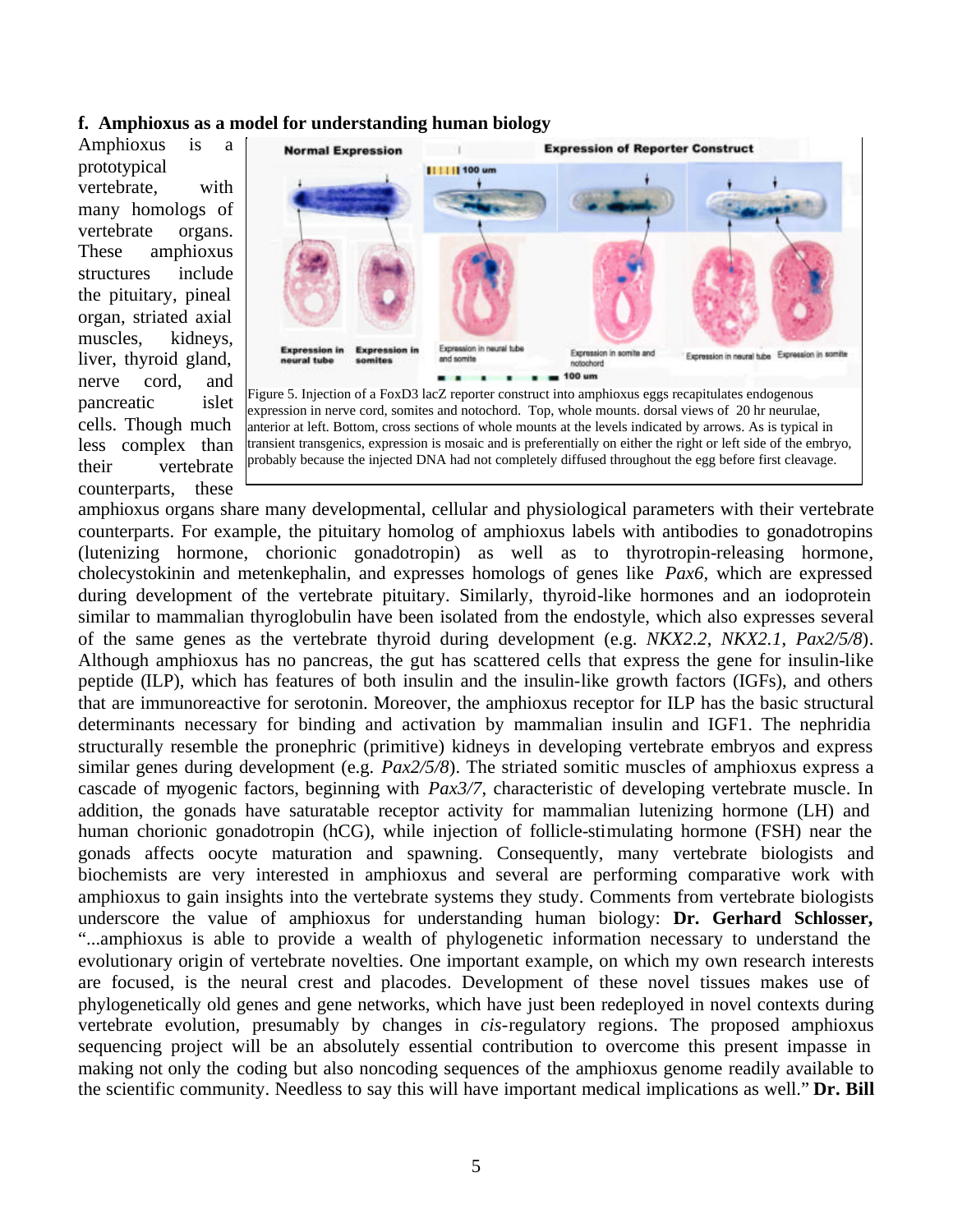**f. Amphioxus as a model for understanding human biology**

Figure 5. Injection of a FoxD3 lacZ reporter construct into amphioxus eggs recapitulates endogenous expression in nerve cord, somites and notochord. Top, whole mounts. dorsal views of 20 hr neurulae, anterior at left. Bottom, cross sections of whole mounts at the levels indicated by arrows. As is typical in transient transgenics, expression is mosaic and is preferentially on either the right or left side of the embryo, probably because the injected DNA had not completely diffused throughout the egg before first cleavage.

Amphioxus is a prototypical vertebrate, with many homologs of vertebrate organs. These amphioxus structures include the pituitary, pineal organ, striated axial muscles, kidneys, liver, thyroid gland, nerve cord, and pancreatic islet cells. Though much less complex than their vertebrate counterparts, these amphioxus organs share many developmental, cellular and physiological parameters with their vertebrate counterparts. For example, the pituitary homolog of amphioxus labels with antibodies to gonadotropins (lutenizing hormone, chorionic gonadotropin) as well as to thyrotropin-releasing hormone, cholecystokinin and metenkephalin, and expresses homologs of genes like *Pax6*, which are expressed during development of the vertebrate pituitary. Similarly, thyroid-like hormones and an iodoprotein similar to mammalian thyroglobulin have been isolated from the endostyle, which also expresses several of the same genes as the vertebrate thyroid during development (e.g. *NKX2.2*, *NKX2.1*, *Pax2/5/8*). Although amphioxus has no pancreas, the gut has scattered cells that express the gene for insulin-like peptide (ILP), which has features of both insulin and the insulin-like growth factors (IGFs), and others that are immunoreactive for serotonin. Moreover, the amphioxus receptor for ILP has the basic structural determinants necessary for binding and activation by mammalian insulin and IGF1. The nephridia structurally resemble the pronephric (primitive) kidneys in developing vertebrate embryos and express similar genes during development (e.g. *Pax2/5/8*). The striated somitic muscles of amphioxus express a cascade of myogenic factors, beginning with *Pax3/7*, characteristic of developing vertebrate muscle. In addition, the gonads have saturatable receptor activity for mammalian lutenizing hormone (LH) and human chorionic gonadotropin (hCG), while injection of follicle-stimulating hormone (FSH) near the gonads affects oocyte maturation and spawning. Consequently, many vertebrate biologists and biochemists are very interested in amphioxus and several are performing comparative work with amphioxus to gain insights into the vertebrate systems they study. Comments from vertebrate biologists underscore the value of amphioxus for understanding human biology: **Dr. Gerhard Schlosser,** "...amphioxus is able to provide a wealth of phylogenetic information necessary to understand the evolutionary origin of vertebrate novelties. One important example, on which my own research interests are focused, is the neural crest and placodes. Development of these novel tissues makes use of phylogenetically old genes and gene networks, which have just been redeployed in novel contexts during vertebrate evolution, presumably by changes in *cis*-regulatory regions. The proposed amphioxus sequencing project will be an absolutely essential contribution to overcome this present impasse in making not only the coding but also noncoding sequences of the amphioxus genome readily available to the scientific community. Needless to say this will have important medical implications as well." **Dr. Bill**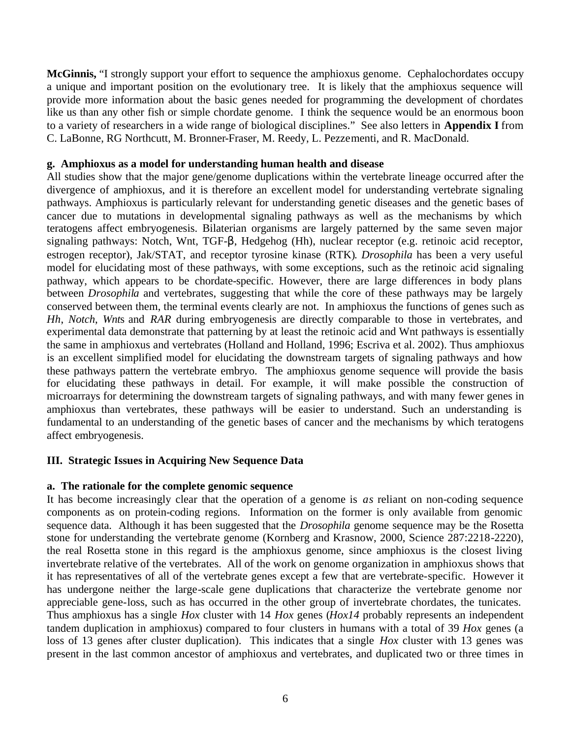**McGinnis,** "I strongly support your effort to sequence the amphioxus genome. Cephalochordates occupy a unique and important position on the evolutionary tree. It is likely that the amphioxus sequence will provide more information about the basic genes needed for programming the development of chordates like us than any other fish or simple chordate genome. I think the sequence would be an enormous boon to a variety of researchers in a wide range of biological disciplines." See also letters in **Appendix I** from C. LaBonne, RG Northcutt, M. Bronner-Fraser, M. Reedy, L. Pezzementi, and R. MacDonald.

#### g. Amphioxus as a model for understanding human health and disease

All studies show that the major gene/genome duplications within the vertebrate lineage occurred after the divergence of amphioxus, and it is therefore an excellent model for understanding vertebrate signaling pathways. Amphioxus is particularly relevant for understanding genetic diseases and the genetic bases of cancer due to mutations in developmental signaling pathways as well as the mechanisms by which teratogens affect embryogenesis. Bilaterian organisms are largely patterned by the same seven major signaling pathways: Notch, Wnt, TGF-β, Hedgehog (Hh), nuclear receptor (e.g. retinoic acid receptor, estrogen receptor), Jak/STAT, and receptor tyrosine kinase (RTK). *Drosophila* has been a very useful model for elucidating most of these pathways, with some exceptions, such as the retinoic acid signaling pathway, which appears to be chordate-specific. However, there are large differences in body plans between *Drosophila* and vertebrates, suggesting that while the core of these pathways may be largely conserved between them, the terminal events clearly are not. In amphioxus the functions of genes such as *Hh*, *Notch*, *Wnt*s and *RAR* during embryogenesis are directly comparable to those in vertebrates, and experimental data demonstrate that patterning by at least the retinoic acid and Wnt pathways is essentially the same in amphioxus and vertebrates (Holland and Holland, 1996; Escriva et al. 2002). Thus amphioxus is an excellent simplified model for elucidating the downstream targets of signaling pathways and how these pathways pattern the vertebrate embryo. The amphioxus genome sequence will provide the basis for elucidating these pathways in detail. For example, it will make possible the construction of microarrays for determining the downstream targets of signaling pathways, and with many fewer genes in amphioxus than vertebrates, these pathways will be easier to understand. Such an understanding is fundamental to an understanding of the genetic bases of cancer and the mechanisms by which teratogens affect embryogenesis.

### III. Strategic Issues in Acquiring New Sequence Data

#### a. The rationale for the complete genomic sequence

It has become increasingly clear that the operation of a genome is *as* reliant on non-coding sequence components as on protein-coding regions. Information on the former is only available from genomic sequence data. Although it has been suggested that the *Drosophila* genome sequence may be the Rosetta stone for understanding the vertebrate genome (Kornberg and Krasnow, 2000, Science 287:2218-2220), the real Rosetta stone in this regard is the amphioxus genome, since amphioxus is the closest living invertebrate relative of the vertebrates. All of the work on genome organization in amphioxus shows that it has representatives of all of the vertebrate genes except a few that are vertebrate-specific. However it has undergone neither the large-scale gene duplications that characterize the vertebrate genome nor appreciable gene-loss, such as has occurred in the other group of invertebrate chordates, the tunicates. Thus amphioxus has a single *Hox* cluster with 14 *Hox* genes (*Hox14* probably represents an independent tandem duplication in amphioxus) compared to four clusters in humans with a total of 39 *Hox* genes (a loss of 13 genes after cluster duplication). This indicates that a single *Hox* cluster with 13 genes was present in the last common ancestor of amphioxus and vertebrates, and duplicated two or three times in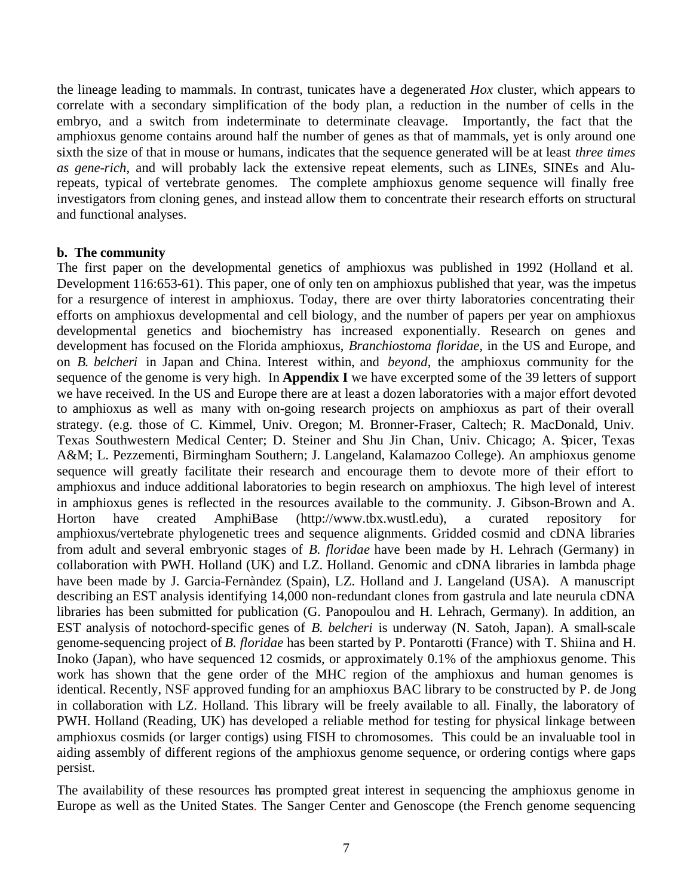the lineage leading to mammals. In contrast, tunicates have a degenerated *Hox* cluster, which appears to correlate with a secondary simplification of the body plan, a reduction in the number of cells in the embryo, and a switch from indeterminate to determinate cleavage. Importantly, the fact that the amphioxus genome contains around half the number of genes as that of mammals, yet is only around one sixth the size of that in mouse or humans, indicates that the sequence generated will be at least *three times as gene-rich*, and will probably lack the extensive repeat elements, such as LINEs, SINEs and Alu-repeats, typical of vertebrate genomes. The complete amphioxus genome sequence will finally free investigators from cloning genes, and instead allow them to concentrate their research efforts on structural and functional analyses.

**b. The community**

The first paper on the developmental genetics of amphioxus was published in 1992 (Holland et al. Development 116:653-61). This paper, one of only ten on amphioxus published that year, was the impetus for a resurgence of interest in amphioxus. Today, there are over thirty laboratories concentrating their efforts on amphioxus developmental and cell biology, and the number of papers per year on amphioxus developmental genetics and biochemistry has increased exponentially. Research on genes and development has focused on the Florida amphioxus, *Branchiostoma floridae*, in the US and Europe, and on *B. belcheri* in Japan and China. Interest within, and *beyond*, the amphioxus community for the sequence of the genome is very high. In **Appendix I** we have excerpted some of the 39 letters of support we have received. In the US and Europe there are at least a dozen laboratories with a major effort devoted to amphioxus as well as many with on-going research projects on amphioxus as part of their overall strategy. (e.g. those of C. Kimmel, Univ. Oregon; M. Bronner-Fraser, Caltech; R. MacDonald, Univ. Texas Southwestern Medical Center; D. Steiner and Shu Jin Chan, Univ. Chicago; A. Spicer, Texas A&M; L. Pezzementi, Birmingham Southern; J. Langeland, Kalamazoo College). An amphioxus genome sequence will greatly facilitate their research and encourage them to devote more of their effort to amphioxus and induce additional laboratories to begin research on amphioxus. The high level of interest in amphioxus genes is reflected in the resources available to the community. J. Gibson-Brown and A. Horton have created AmphiBase (http://www.tbx.wustl.edu), a curated repository for amphioxus/vertebrate phylogenetic trees and sequence alignments. Gridded cosmid and cDNA libraries from adult and several embryonic stages of *B. floridae* have been made by H. Lehrach (Germany) in collaboration with PWH. Holland (UK) and LZ. Holland. Genomic and cDNA libraries in lambda phage have been made by J. Garcia-Fernàndez (Spain), LZ. Holland and J. Langeland (USA). A manuscript describing an EST analysis identifying 14,000 non-redundant clones from gastrula and late neurula cDNA libraries has been submitted for publication (G. Panopoulou and H. Lehrach, Germany). In addition, an EST analysis of notochord-specific genes of *B. belcheri* is underway (N. Satoh, Japan). A small-scale genome-sequencing project of *B. floridae* has been started by P. Pontarotti (France) with T. Shiina and H. Inoko (Japan), who have sequenced 12 cosmids, or approximately 0.1% of the amphioxus genome. This work has shown that the gene order of the MHC region of the amphioxus and human genomes is identical. Recently, NSF approved funding for an amphioxus BAC library to be constructed by P. de Jong in collaboration with LZ. Holland. This library will be freely available to all. Finally, the laboratory of PWH. Holland (Reading, UK) has developed a reliable method for testing for physical linkage between amphioxus cosmids (or larger contigs) using FISH to chromosomes. This could be an invaluable tool in aiding assembly of different regions of the amphioxus genome sequence, or ordering contigs where gaps persist.

The availability of these resources has prompted great interest in sequencing the amphioxus genome in Europe as well as the United States. The Sanger Center and Genoscope (the French genome sequencing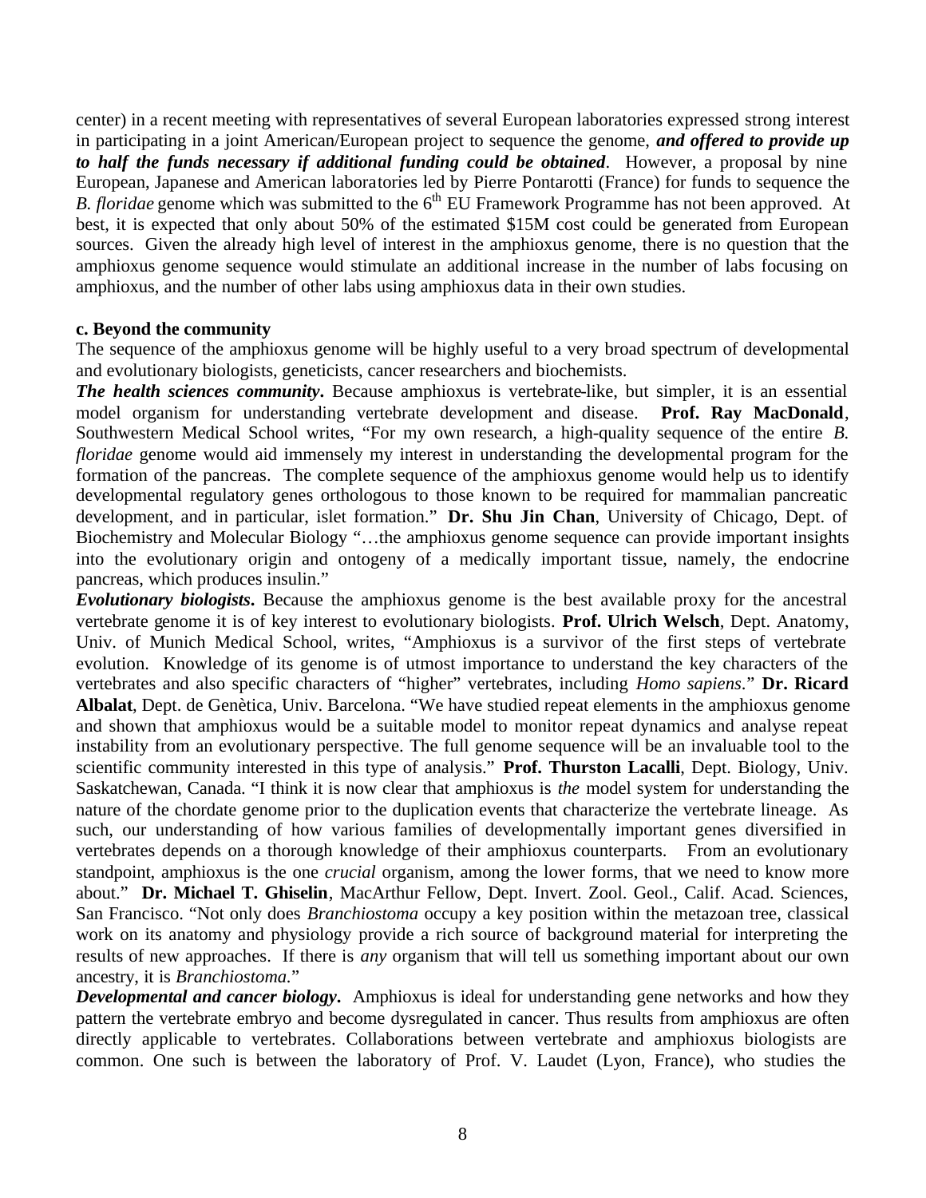center) in a recent meeting with representatives of several European laboratories expressed strong interest in participating in a joint American/European project to sequence the genome, ***and offered to provide up to half the funds necessary if additional funding could be obtained***. However, a proposal by nine European, Japanese and American laboratories led by Pierre Pontarotti (France) for funds to sequence the *B. floridae* genome which was submitted to the 6th EU Framework Programme has not been approved. At best, it is expected that only about 50% of the estimated \$15M cost could be generated from European sources. Given the already high level of interest in the amphioxus genome, there is no question that the amphioxus genome sequence would stimulate an additional increase in the number of labs focusing on amphioxus, and the number of other labs using amphioxus data in their own studies.

**c. Beyond the community**

The sequence of the amphioxus genome will be highly useful to a very broad spectrum of developmental and evolutionary biologists, geneticists, cancer researchers and biochemists.

***The health sciences community.*** Because amphioxus is vertebrate-like, but simpler, it is an essential model organism for understanding vertebrate development and disease. **Prof. Ray MacDonald**, Southwestern Medical School writes, "For my own research, a high-quality sequence of the entire *B. floridae* genome would aid immensely my interest in understanding the developmental program for the formation of the pancreas. The complete sequence of the amphioxus genome would help us to identify developmental regulatory genes orthologous to those known to be required for mammalian pancreatic development, and in particular, islet formation." **Dr. Shu Jin Chan**, University of Chicago, Dept. of Biochemistry and Molecular Biology "…the amphioxus genome sequence can provide important insights into the evolutionary origin and ontogeny of a medically important tissue, namely, the endocrine pancreas, which produces insulin."

***Evolutionary biologists.*** Because the amphioxus genome is the best available proxy for the ancestral vertebrate genome it is of key interest to evolutionary biologists. **Prof. Ulrich Welsch**, Dept. Anatomy, Univ. of Munich Medical School, writes, "Amphioxus is a survivor of the first steps of vertebrate evolution. Knowledge of its genome is of utmost importance to understand the key characters of the vertebrates and also specific characters of "higher" vertebrates, including *Homo sapiens*." **Dr. Ricard Albalat**, Dept. de Genètica, Univ. Barcelona. "We have studied repeat elements in the amphioxus genome and shown that amphioxus would be a suitable model to monitor repeat dynamics and analyse repeat instability from an evolutionary perspective. The full genome sequence will be an invaluable tool to the scientific community interested in this type of analysis." **Prof. Thurston Lacalli**, Dept. Biology, Univ. Saskatchewan, Canada. "I think it is now clear that amphioxus is *the* model system for understanding the nature of the chordate genome prior to the duplication events that characterize the vertebrate lineage. As such, our understanding of how various families of developmentally important genes diversified in vertebrates depends on a thorough knowledge of their amphioxus counterparts. From an evolutionary standpoint, amphioxus is the one *crucial* organism, among the lower forms, that we need to know more about." **Dr. Michael T. Ghiselin**, MacArthur Fellow, Dept. Invert. Zool. Geol., Calif. Acad. Sciences, San Francisco. "Not only does *Branchiostoma* occupy a key position within the metazoan tree, classical work on its anatomy and physiology provide a rich source of background material for interpreting the results of new approaches. If there is *any* organism that will tell us something important about our own ancestry, it is *Branchiostoma*."

***Developmental and cancer biology.*** Amphioxus is ideal for understanding gene networks and how they pattern the vertebrate embryo and become dysregulated in cancer. Thus results from amphioxus are often directly applicable to vertebrates. Collaborations between vertebrate and amphioxus biologists are common. One such is between the laboratory of Prof. V. Laudet (Lyon, France), who studies the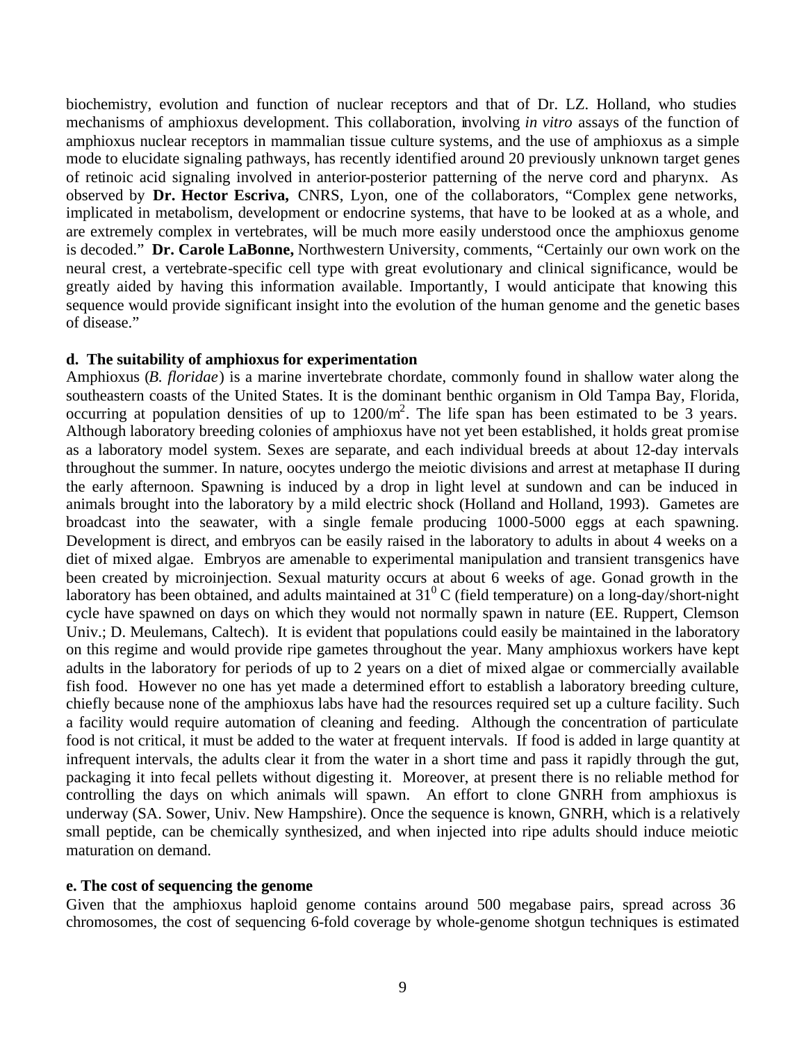biochemistry, evolution and function of nuclear receptors and that of Dr. LZ. Holland, who studies mechanisms of amphioxus development. This collaboration, involving *in vitro* assays of the function of amphioxus nuclear receptors in mammalian tissue culture systems, and the use of amphioxus as a simple mode to elucidate signaling pathways, has recently identified around 20 previously unknown target genes of retinoic acid signaling involved in anterior-posterior patterning of the nerve cord and pharynx. As observed by **Dr. Hector Escriva,** CNRS, Lyon, one of the collaborators, "Complex gene networks, implicated in metabolism, development or endocrine systems, that have to be looked at as a whole, and are extremely complex in vertebrates, will be much more easily understood once the amphioxus genome is decoded." **Dr. Carole LaBonne,** Northwestern University, comments, "Certainly our own work on the neural crest, a vertebrate-specific cell type with great evolutionary and clinical significance, would be greatly aided by having this information available. Importantly, I would anticipate that knowing this sequence would provide significant insight into the evolution of the human genome and the genetic bases of disease."

**d. The suitability of amphioxus for experimentation**

Amphioxus (*B. floridae*) is a marine invertebrate chordate, commonly found in shallow water along the southeastern coasts of the United States. It is the dominant benthic organism in Old Tampa Bay, Florida, occurring at population densities of up to $1200/m^2$. The life span has been estimated to be 3 years. Although laboratory breeding colonies of amphioxus have not yet been established, it holds great promise as a laboratory model system. Sexes are separate, and each individual breeds at about 12-day intervals throughout the summer. In nature, oocytes undergo the meiotic divisions and arrest at metaphase II during the early afternoon. Spawning is induced by a drop in light level at sundown and can be induced in animals brought into the laboratory by a mild electric shock (Holland and Holland, 1993). Gametes are broadcast into the seawater, with a single female producing 1000-5000 eggs at each spawning. Development is direct, and embryos can be easily raised in the laboratory to adults in about 4 weeks on a diet of mixed algae. Embryos are amenable to experimental manipulation and transient transgenics have been created by microinjection. Sexual maturity occurs at about 6 weeks of age. Gonad growth in the laboratory has been obtained, and adults maintained at $31^0$ C (field temperature) on a long-day/short-night cycle have spawned on days on which they would not normally spawn in nature (EE. Ruppert, Clemson Univ.; D. Meulemans, Caltech). It is evident that populations could easily be maintained in the laboratory on this regime and would provide ripe gametes throughout the year. Many amphioxus workers have kept adults in the laboratory for periods of up to 2 years on a diet of mixed algae or commercially available fish food. However no one has yet made a determined effort to establish a laboratory breeding culture, chiefly because none of the amphioxus labs have had the resources required set up a culture facility. Such a facility would require automation of cleaning and feeding. Although the concentration of particulate food is not critical, it must be added to the water at frequent intervals. If food is added in large quantity at infrequent intervals, the adults clear it from the water in a short time and pass it rapidly through the gut, packaging it into fecal pellets without digesting it. Moreover, at present there is no reliable method for controlling the days on which animals will spawn. An effort to clone GNRH from amphioxus is underway (SA. Sower, Univ. New Hampshire). Once the sequence is known, GNRH, which is a relatively small peptide, can be chemically synthesized, and when injected into ripe adults should induce meiotic maturation on demand.

**e. The cost of sequencing the genome**

Given that the amphioxus haploid genome contains around 500 megabase pairs, spread across 36 chromosomes, the cost of sequencing 6-fold coverage by whole-genome shotgun techniques is estimated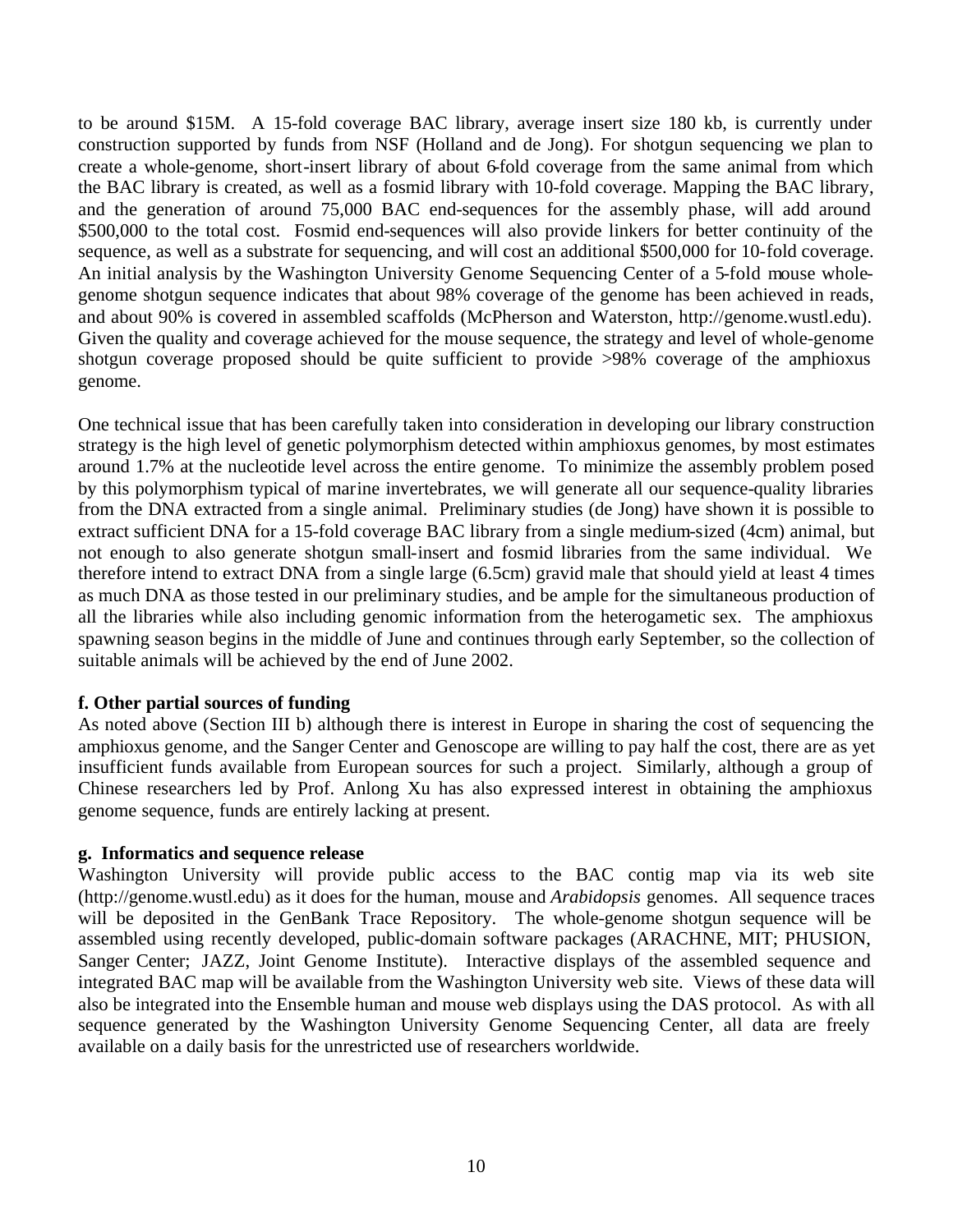to be around \$15M. A 15-fold coverage BAC library, average insert size 180 kb, is currently under construction supported by funds from NSF (Holland and de Jong). For shotgun sequencing we plan to create a whole-genome, short-insert library of about 6-fold coverage from the same animal from which the BAC library is created, as well as a fosmid library with 10-fold coverage. Mapping the BAC library, and the generation of around 75,000 BAC end-sequences for the assembly phase, will add around \$500,000 to the total cost. Fosmid end-sequences will also provide linkers for better continuity of the sequence, as well as a substrate for sequencing, and will cost an additional \$500,000 for 10-fold coverage. An initial analysis by the Washington University Genome Sequencing Center of a 5-fold mouse whole-genome shotgun sequence indicates that about 98% coverage of the genome has been achieved in reads, and about 90% is covered in assembled scaffolds (McPherson and Waterston, http://genome.wustl.edu). Given the quality and coverage achieved for the mouse sequence, the strategy and level of whole-genome shotgun coverage proposed should be quite sufficient to provide >98% coverage of the amphioxus genome.

One technical issue that has been carefully taken into consideration in developing our library construction strategy is the high level of genetic polymorphism detected within amphioxus genomes, by most estimates around 1.7% at the nucleotide level across the entire genome. To minimize the assembly problem posed by this polymorphism typical of marine invertebrates, we will generate all our sequence-quality libraries from the DNA extracted from a single animal. Preliminary studies (de Jong) have shown it is possible to extract sufficient DNA for a 15-fold coverage BAC library from a single medium-sized (4cm) animal, but not enough to also generate shotgun small-insert and fosmid libraries from the same individual. We therefore intend to extract DNA from a single large (6.5cm) gravid male that should yield at least 4 times as much DNA as those tested in our preliminary studies, and be ample for the simultaneous production of all the libraries while also including genomic information from the heterogametic sex. The amphioxus spawning season begins in the middle of June and continues through early September, so the collection of suitable animals will be achieved by the end of June 2002.

### f. Other partial sources of funding

As noted above (Section III b) although there is interest in Europe in sharing the cost of sequencing the amphioxus genome, and the Sanger Center and Genoscope are willing to pay half the cost, there are as yet insufficient funds available from European sources for such a project. Similarly, although a group of Chinese researchers led by Prof. Anlong Xu has also expressed interest in obtaining the amphioxus genome sequence, funds are entirely lacking at present.

### g. Informatics and sequence release

Washington University will provide public access to the BAC contig map via its web site (http://genome.wustl.edu) as it does for the human, mouse and *Arabidopsis* genomes. All sequence traces will be deposited in the GenBank Trace Repository. The whole-genome shotgun sequence will be assembled using recently developed, public-domain software packages (ARACHNE, MIT; PHUSION, Sanger Center; JAZZ, Joint Genome Institute). Interactive displays of the assembled sequence and integrated BAC map will be available from the Washington University web site. Views of these data will also be integrated into the Ensemble human and mouse web displays using the DAS protocol. As with all sequence generated by the Washington University Genome Sequencing Center, all data are freely available on a daily basis for the unrestricted use of researchers worldwide.